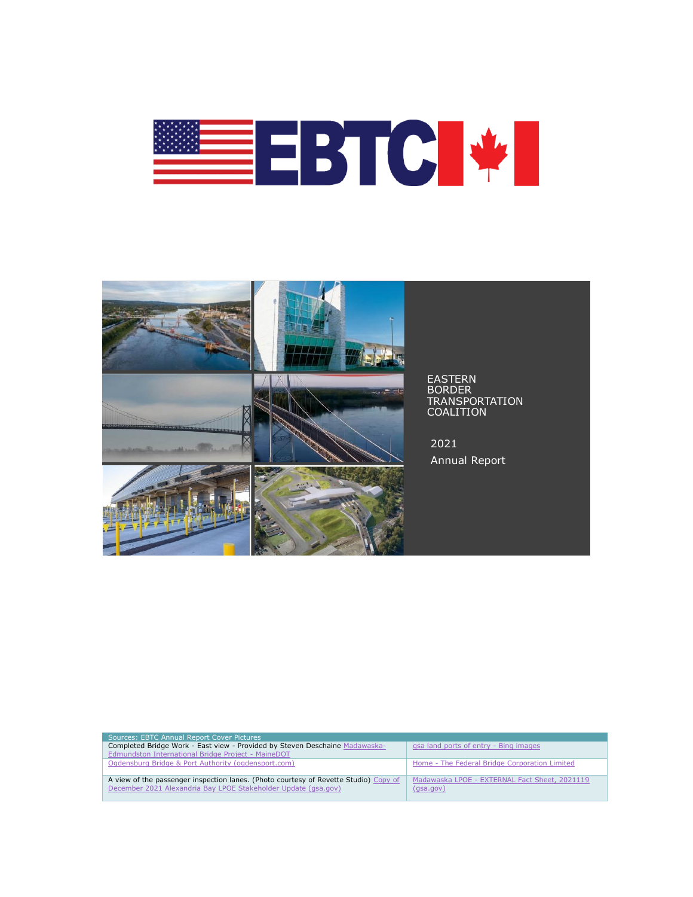# EBTC

EASTERN BORDER TRANSPORTATION COALITION

2021

Annual Report

| Sources: EBTC Annual Report Cover Pictures | |
|---|---|
| Completed Bridge Work - East view - Provided by Steven Deschaine Madawaska-Edmundston International Bridge Project - MaineDOT | gsa land ports of entry - Bing images |
| Ogdensburg Bridge & Port Authority (ogdensport.com) | Home - The Federal Bridge Corporation Limited |
| A view of the passenger inspection lanes. (Photo courtesy of Revette Studio) Copy of December 2021 Alexandria Bay LPOE Stakeholder Update (gsa.gov) | Madawaska LPOE - EXTERNAL Fact Sheet, 2021119 (gsa.gov) |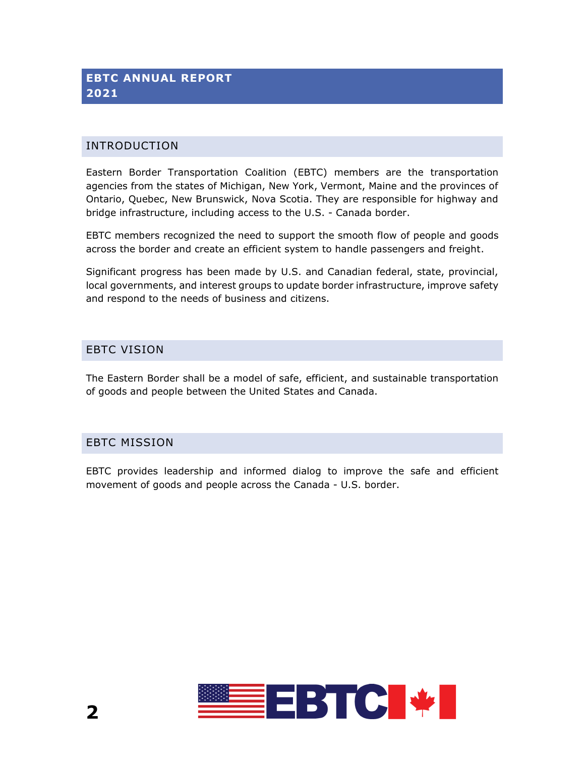# EBTC ANNUAL REPORT 2021

## INTRODUCTION

Eastern Border Transportation Coalition (EBTC) members are the transportation agencies from the states of Michigan, New York, Vermont, Maine and the provinces of Ontario, Quebec, New Brunswick, Nova Scotia. They are responsible for highway and bridge infrastructure, including access to the U.S. - Canada border.

EBTC members recognized the need to support the smooth flow of people and goods across the border and create an efficient system to handle passengers and freight.

Significant progress has been made by U.S. and Canadian federal, state, provincial, local governments, and interest groups to update border infrastructure, improve safety and respond to the needs of business and citizens.

## EBTC VISION

The Eastern Border shall be a model of safe, efficient, and sustainable transportation of goods and people between the United States and Canada.

## EBTC MISSION

EBTC provides leadership and informed dialog to improve the safe and efficient movement of goods and people across the Canada - U.S. border.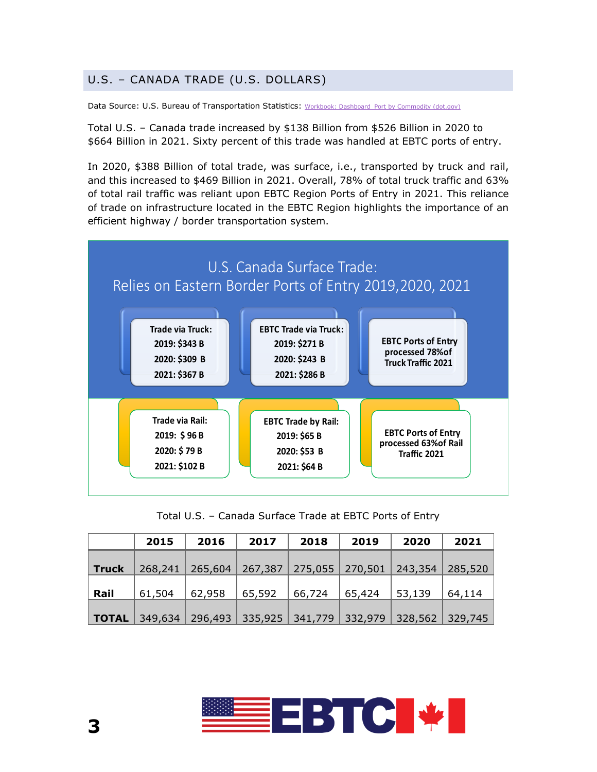## U.S. – CANADA TRADE (U.S. DOLLARS)

Data Source: U.S. Bureau of Transportation Statistics: Workbook: Dashboard Port by Commodity (dot.gov)

Total U.S. – Canada trade increased by $138 Billion from $526 Billion in 2020 to $664 Billion in 2021. Sixty percent of this trade was handled at EBTC ports of entry.

In 2020, $388 Billion of total trade, was surface, i.e., transported by truck and rail, and this increased to $469 Billion in 2021. Overall, 78% of total truck traffic and 63% of total rail traffic was reliant upon EBTC Region Ports of Entry in 2021. This reliance of trade on infrastructure located in the EBTC Region highlights the importance of an efficient highway / border transportation system.

### U.S. Canada Surface Trade: Relies on Eastern Border Ports of Entry 2019,2020, 2021

**Trade via Truck:**
**2019: $343 B**
**2020: $309 B**
**2021: $367 B**

**EBTC Trade via Truck:**
**2019: $271 B**
**2020: $243 B**
**2021: $286 B**

**EBTC Ports of Entry processed 78%of Truck Traffic 2021**

**Trade via Rail:**
**2019: $ 96 B**
**2020: $ 79 B**
**2021: $102 B**

**EBTC Trade by Rail:**
**2019: $65 B**
**2020: $53 B**
**2021: $64 B**

**EBTC Ports of Entry processed 63%of Rail Traffic 2021**

Total U.S. – Canada Surface Trade at EBTC Ports of Entry

| | 2015 | 2016 | 2017 | 2018 | 2019 | 2020 | 2021 |
|---|---|---|---|---|---|---|---|
| **Truck** | 268,241 | 265,604 | 267,387 | 275,055 | 270,501 | 243,354 | 285,520 |
| **Rail** | 61,504 | 62,958 | 65,592 | 66,724 | 65,424 | 53,139 | 64,114 |
| **TOTAL** | 349,634 | 296,493 | 335,925 | 341,779 | 332,979 | 328,562 | 329,745 |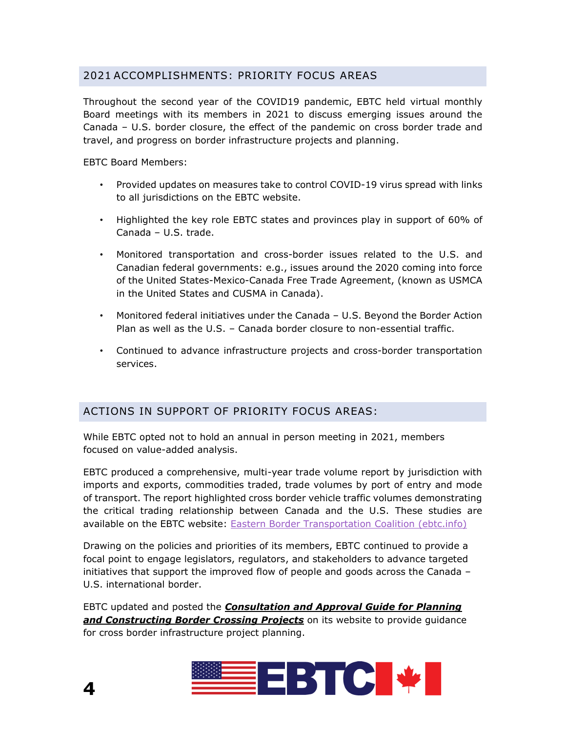## 2021 ACCOMPLISHMENTS: PRIORITY FOCUS AREAS

Throughout the second year of the COVID19 pandemic, EBTC held virtual monthly Board meetings with its members in 2021 to discuss emerging issues around the Canada – U.S. border closure, the effect of the pandemic on cross border trade and travel, and progress on border infrastructure projects and planning.

EBTC Board Members:

- Provided updates on measures take to control COVID-19 virus spread with links to all jurisdictions on the EBTC website.
- Highlighted the key role EBTC states and provinces play in support of 60% of Canada – U.S. trade.
- Monitored transportation and cross-border issues related to the U.S. and Canadian federal governments: e.g., issues around the 2020 coming into force of the United States-Mexico-Canada Free Trade Agreement, (known as USMCA in the United States and CUSMA in Canada).
- Monitored federal initiatives under the Canada – U.S. Beyond the Border Action Plan as well as the U.S. – Canada border closure to non-essential traffic.
- Continued to advance infrastructure projects and cross-border transportation services.

## ACTIONS IN SUPPORT OF PRIORITY FOCUS AREAS:

While EBTC opted not to hold an annual in person meeting in 2021, members focused on value-added analysis.

EBTC produced a comprehensive, multi-year trade volume report by jurisdiction with imports and exports, commodities traded, trade volumes by port of entry and mode of transport. The report highlighted cross border vehicle traffic volumes demonstrating the critical trading relationship between Canada and the U.S. These studies are available on the EBTC website: Eastern Border Transportation Coalition (ebtc.info)

Drawing on the policies and priorities of its members, EBTC continued to provide a focal point to engage legislators, regulators, and stakeholders to advance targeted initiatives that support the improved flow of people and goods across the Canada – U.S. international border.

EBTC updated and posted the ***Consultation and Approval Guide for Planning and Constructing Border Crossing Projects*** on its website to provide guidance for cross border infrastructure project planning.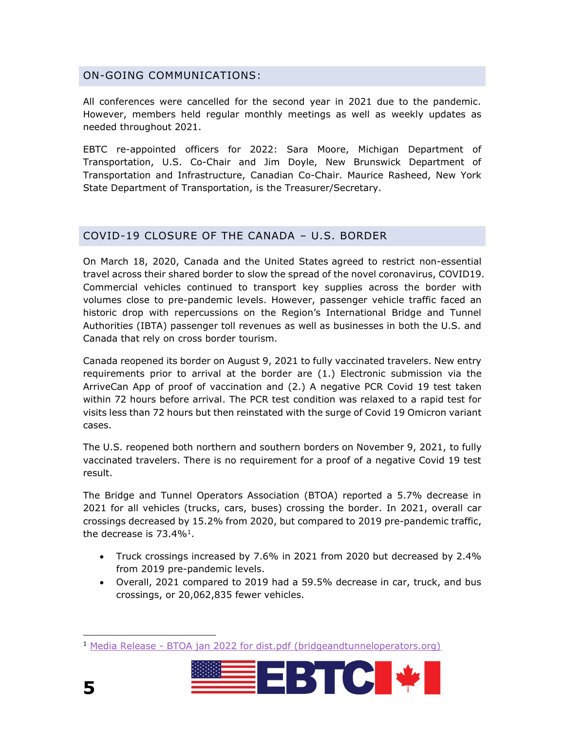## ON-GOING COMMUNICATIONS:

All conferences were cancelled for the second year in 2021 due to the pandemic. However, members held regular monthly meetings as well as weekly updates as needed throughout 2021.

EBTC re-appointed officers for 2022: Sara Moore, Michigan Department of Transportation, U.S. Co-Chair and Jim Doyle, New Brunswick Department of Transportation and Infrastructure, Canadian Co-Chair. Maurice Rasheed, New York State Department of Transportation, is the Treasurer/Secretary.

## COVID-19 CLOSURE OF THE CANADA – U.S. BORDER

On March 18, 2020, Canada and the United States agreed to restrict non-essential travel across their shared border to slow the spread of the novel coronavirus, COVID19. Commercial vehicles continued to transport key supplies across the border with volumes close to pre-pandemic levels. However, passenger vehicle traffic faced an historic drop with repercussions on the Region's International Bridge and Tunnel Authorities (IBTA) passenger toll revenues as well as businesses in both the U.S. and Canada that rely on cross border tourism.

Canada reopened its border on August 9, 2021 to fully vaccinated travelers. New entry requirements prior to arrival at the border are (1.) Electronic submission via the ArriveCan App of proof of vaccination and (2.) A negative PCR Covid 19 test taken within 72 hours before arrival. The PCR test condition was relaxed to a rapid test for visits less than 72 hours but then reinstated with the surge of Covid 19 Omicron variant cases.

The U.S. reopened both northern and southern borders on November 9, 2021, to fully vaccinated travelers. There is no requirement for a proof of a negative Covid 19 test result.

The Bridge and Tunnel Operators Association (BTOA) reported a 5.7% decrease in 2021 for all vehicles (trucks, cars, buses) crossing the border. In 2021, overall car crossings decreased by 15.2% from 2020, but compared to 2019 pre-pandemic traffic, the decrease is 73.4%[1].

- Truck crossings increased by 7.6% in 2021 from 2020 but decreased by 2.4% from 2019 pre-pandemic levels.
- Overall, 2021 compared to 2019 had a 59.5% decrease in car, truck, and bus crossings, or 20,062,835 fewer vehicles.

[1] Media Release - BTOA jan 2022 for dist.pdf (bridgeandtunneloperators.org)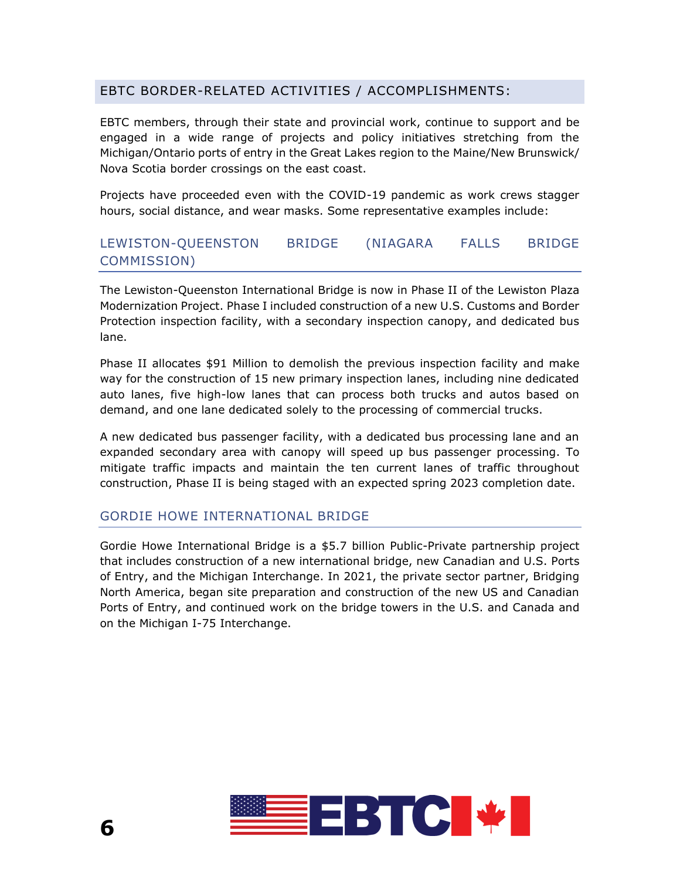## EBTC BORDER-RELATED ACTIVITIES / ACCOMPLISHMENTS:

EBTC members, through their state and provincial work, continue to support and be engaged in a wide range of projects and policy initiatives stretching from the Michigan/Ontario ports of entry in the Great Lakes region to the Maine/New Brunswick/ Nova Scotia border crossings on the east coast.

Projects have proceeded even with the COVID-19 pandemic as work crews stagger hours, social distance, and wear masks. Some representative examples include:

### LEWISTON-QUEENSTON BRIDGE (NIAGARA FALLS BRIDGE COMMISSION)

The Lewiston-Queenston International Bridge is now in Phase II of the Lewiston Plaza Modernization Project. Phase I included construction of a new U.S. Customs and Border Protection inspection facility, with a secondary inspection canopy, and dedicated bus lane.

Phase II allocates $91 Million to demolish the previous inspection facility and make way for the construction of 15 new primary inspection lanes, including nine dedicated auto lanes, five high-low lanes that can process both trucks and autos based on demand, and one lane dedicated solely to the processing of commercial trucks.

A new dedicated bus passenger facility, with a dedicated bus processing lane and an expanded secondary area with canopy will speed up bus passenger processing. To mitigate traffic impacts and maintain the ten current lanes of traffic throughout construction, Phase II is being staged with an expected spring 2023 completion date.

### GORDIE HOWE INTERNATIONAL BRIDGE

Gordie Howe International Bridge is a $5.7 billion Public-Private partnership project that includes construction of a new international bridge, new Canadian and U.S. Ports of Entry, and the Michigan Interchange. In 2021, the private sector partner, Bridging North America, began site preparation and construction of the new US and Canadian Ports of Entry, and continued work on the bridge towers in the U.S. and Canada and on the Michigan I-75 Interchange.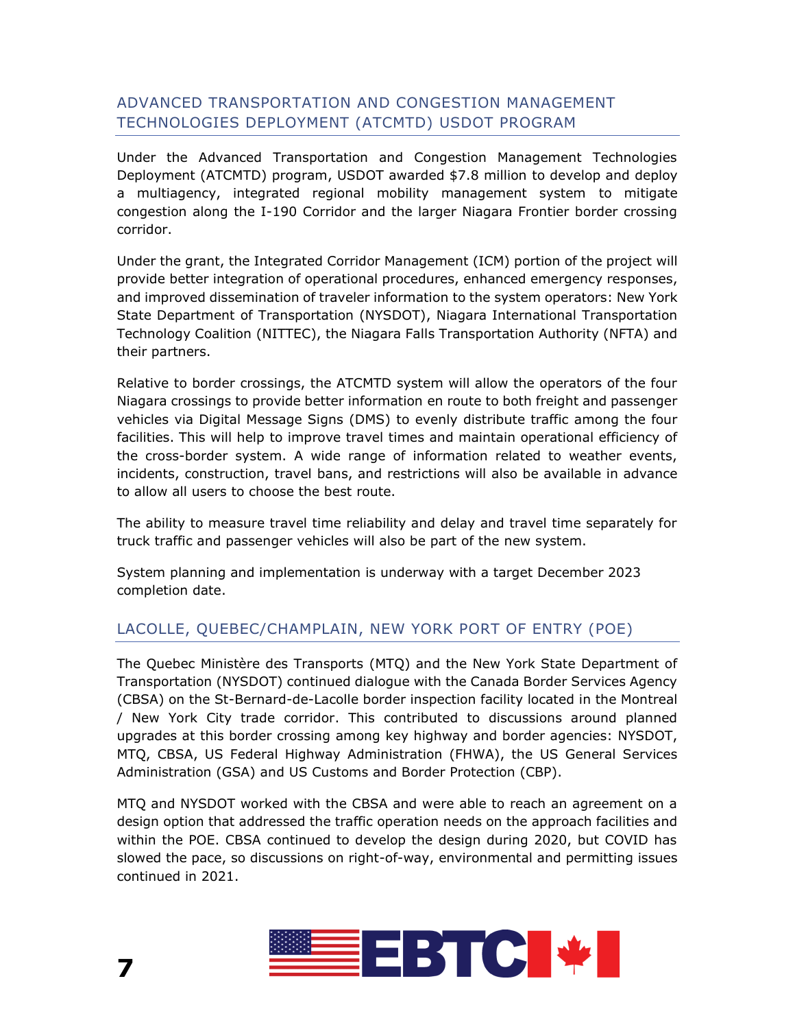## ADVANCED TRANSPORTATION AND CONGESTION MANAGEMENT TECHNOLOGIES DEPLOYMENT (ATCMTD) USDOT PROGRAM

Under the Advanced Transportation and Congestion Management Technologies Deployment (ATCMTD) program, USDOT awarded $7.8 million to develop and deploy a multiagency, integrated regional mobility management system to mitigate congestion along the I-190 Corridor and the larger Niagara Frontier border crossing corridor.

Under the grant, the Integrated Corridor Management (ICM) portion of the project will provide better integration of operational procedures, enhanced emergency responses, and improved dissemination of traveler information to the system operators: New York State Department of Transportation (NYSDOT), Niagara International Transportation Technology Coalition (NITTEC), the Niagara Falls Transportation Authority (NFTA) and their partners.

Relative to border crossings, the ATCMTD system will allow the operators of the four Niagara crossings to provide better information en route to both freight and passenger vehicles via Digital Message Signs (DMS) to evenly distribute traffic among the four facilities. This will help to improve travel times and maintain operational efficiency of the cross-border system. A wide range of information related to weather events, incidents, construction, travel bans, and restrictions will also be available in advance to allow all users to choose the best route.

The ability to measure travel time reliability and delay and travel time separately for truck traffic and passenger vehicles will also be part of the new system.

System planning and implementation is underway with a target December 2023 completion date.

## LACOLLE, QUEBEC/CHAMPLAIN, NEW YORK PORT OF ENTRY (POE)

The Quebec Ministère des Transports (MTQ) and the New York State Department of Transportation (NYSDOT) continued dialogue with the Canada Border Services Agency (CBSA) on the St-Bernard-de-Lacolle border inspection facility located in the Montreal / New York City trade corridor. This contributed to discussions around planned upgrades at this border crossing among key highway and border agencies: NYSDOT, MTQ, CBSA, US Federal Highway Administration (FHWA), the US General Services Administration (GSA) and US Customs and Border Protection (CBP).

MTQ and NYSDOT worked with the CBSA and were able to reach an agreement on a design option that addressed the traffic operation needs on the approach facilities and within the POE. CBSA continued to develop the design during 2020, but COVID has slowed the pace, so discussions on right-of-way, environmental and permitting issues continued in 2021.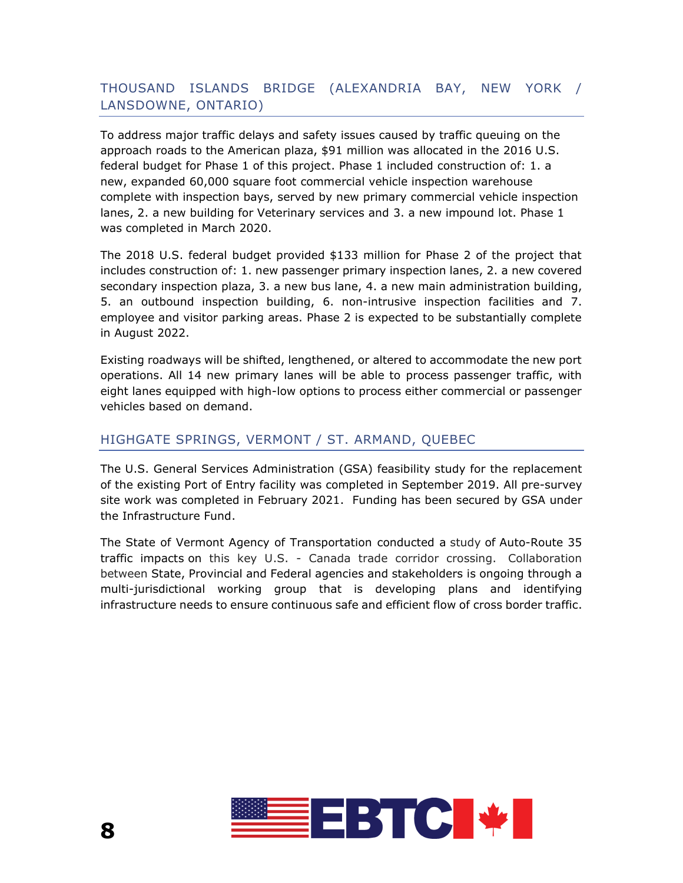## THOUSAND ISLANDS BRIDGE (ALEXANDRIA BAY, NEW YORK / LANSDOWNE, ONTARIO)

To address major traffic delays and safety issues caused by traffic queuing on the approach roads to the American plaza, $91 million was allocated in the 2016 U.S. federal budget for Phase 1 of this project. Phase 1 included construction of: 1. a new, expanded 60,000 square foot commercial vehicle inspection warehouse complete with inspection bays, served by new primary commercial vehicle inspection lanes, 2. a new building for Veterinary services and 3. a new impound lot. Phase 1 was completed in March 2020.

The 2018 U.S. federal budget provided $133 million for Phase 2 of the project that includes construction of: 1. new passenger primary inspection lanes, 2. a new covered secondary inspection plaza, 3. a new bus lane, 4. a new main administration building, 5. an outbound inspection building, 6. non-intrusive inspection facilities and 7. employee and visitor parking areas. Phase 2 is expected to be substantially complete in August 2022.

Existing roadways will be shifted, lengthened, or altered to accommodate the new port operations. All 14 new primary lanes will be able to process passenger traffic, with eight lanes equipped with high-low options to process either commercial or passenger vehicles based on demand.

## HIGHGATE SPRINGS, VERMONT / ST. ARMAND, QUEBEC

The U.S. General Services Administration (GSA) feasibility study for the replacement of the existing Port of Entry facility was completed in September 2019. All pre-survey site work was completed in February 2021. Funding has been secured by GSA under the Infrastructure Fund.

The State of Vermont Agency of Transportation conducted a study of Auto-Route 35 traffic impacts on this key U.S. - Canada trade corridor crossing. Collaboration between State, Provincial and Federal agencies and stakeholders is ongoing through a multi-jurisdictional working group that is developing plans and identifying infrastructure needs to ensure continuous safe and efficient flow of cross border traffic.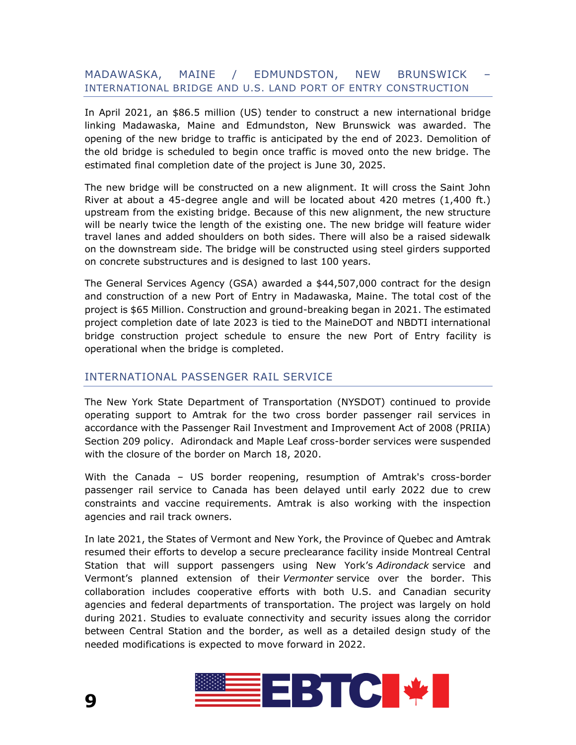## MADAWASKA, MAINE / EDMUNDSTON, NEW BRUNSWICK – INTERNATIONAL BRIDGE AND U.S. LAND PORT OF ENTRY CONSTRUCTION

In April 2021, an $86.5 million (US) tender to construct a new international bridge linking Madawaska, Maine and Edmundston, New Brunswick was awarded. The opening of the new bridge to traffic is anticipated by the end of 2023. Demolition of the old bridge is scheduled to begin once traffic is moved onto the new bridge. The estimated final completion date of the project is June 30, 2025.

The new bridge will be constructed on a new alignment. It will cross the Saint John River at about a 45-degree angle and will be located about 420 metres (1,400 ft.) upstream from the existing bridge. Because of this new alignment, the new structure will be nearly twice the length of the existing one. The new bridge will feature wider travel lanes and added shoulders on both sides. There will also be a raised sidewalk on the downstream side. The bridge will be constructed using steel girders supported on concrete substructures and is designed to last 100 years.

The General Services Agency (GSA) awarded a $44,507,000 contract for the design and construction of a new Port of Entry in Madawaska, Maine. The total cost of the project is $65 Million. Construction and ground-breaking began in 2021. The estimated project completion date of late 2023 is tied to the MaineDOT and NBDTI international bridge construction project schedule to ensure the new Port of Entry facility is operational when the bridge is completed.

## INTERNATIONAL PASSENGER RAIL SERVICE

The New York State Department of Transportation (NYSDOT) continued to provide operating support to Amtrak for the two cross border passenger rail services in accordance with the Passenger Rail Investment and Improvement Act of 2008 (PRIIA) Section 209 policy. Adirondack and Maple Leaf cross-border services were suspended with the closure of the border on March 18, 2020.

With the Canada – US border reopening, resumption of Amtrak's cross-border passenger rail service to Canada has been delayed until early 2022 due to crew constraints and vaccine requirements. Amtrak is also working with the inspection agencies and rail track owners.

In late 2021, the States of Vermont and New York, the Province of Quebec and Amtrak resumed their efforts to develop a secure preclearance facility inside Montreal Central Station that will support passengers using New York's *Adirondack* service and Vermont's planned extension of their *Vermonter* service over the border. This collaboration includes cooperative efforts with both U.S. and Canadian security agencies and federal departments of transportation. The project was largely on hold during 2021. Studies to evaluate connectivity and security issues along the corridor between Central Station and the border, as well as a detailed design study of the needed modifications is expected to move forward in 2022.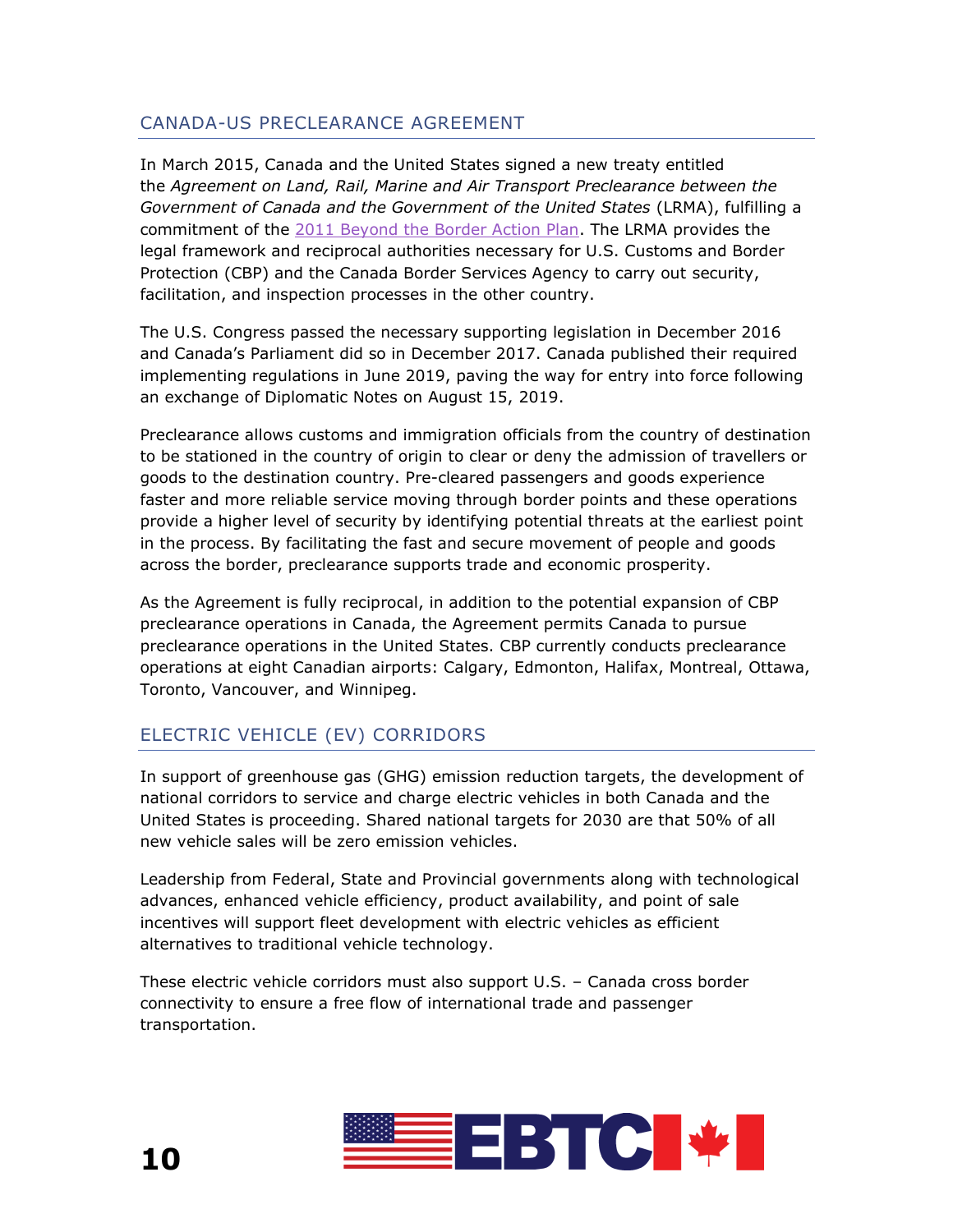## CANADA-US PRECLEARANCE AGREEMENT

In March 2015, Canada and the United States signed a new treaty entitled the *Agreement on Land, Rail, Marine and Air Transport Preclearance between the Government of Canada and the Government of the United States* (LRMA), fulfilling a commitment of the [2011 Beyond the Border Action Plan](). The LRMA provides the legal framework and reciprocal authorities necessary for U.S. Customs and Border Protection (CBP) and the Canada Border Services Agency to carry out security, facilitation, and inspection processes in the other country.

The U.S. Congress passed the necessary supporting legislation in December 2016 and Canada's Parliament did so in December 2017. Canada published their required implementing regulations in June 2019, paving the way for entry into force following an exchange of Diplomatic Notes on August 15, 2019.

Preclearance allows customs and immigration officials from the country of destination to be stationed in the country of origin to clear or deny the admission of travellers or goods to the destination country. Pre-cleared passengers and goods experience faster and more reliable service moving through border points and these operations provide a higher level of security by identifying potential threats at the earliest point in the process. By facilitating the fast and secure movement of people and goods across the border, preclearance supports trade and economic prosperity.

As the Agreement is fully reciprocal, in addition to the potential expansion of CBP preclearance operations in Canada, the Agreement permits Canada to pursue preclearance operations in the United States. CBP currently conducts preclearance operations at eight Canadian airports: Calgary, Edmonton, Halifax, Montreal, Ottawa, Toronto, Vancouver, and Winnipeg.

## ELECTRIC VEHICLE (EV) CORRIDORS

In support of greenhouse gas (GHG) emission reduction targets, the development of national corridors to service and charge electric vehicles in both Canada and the United States is proceeding. Shared national targets for 2030 are that 50% of all new vehicle sales will be zero emission vehicles.

Leadership from Federal, State and Provincial governments along with technological advances, enhanced vehicle efficiency, product availability, and point of sale incentives will support fleet development with electric vehicles as efficient alternatives to traditional vehicle technology.

These electric vehicle corridors must also support U.S. – Canada cross border connectivity to ensure a free flow of international trade and passenger transportation.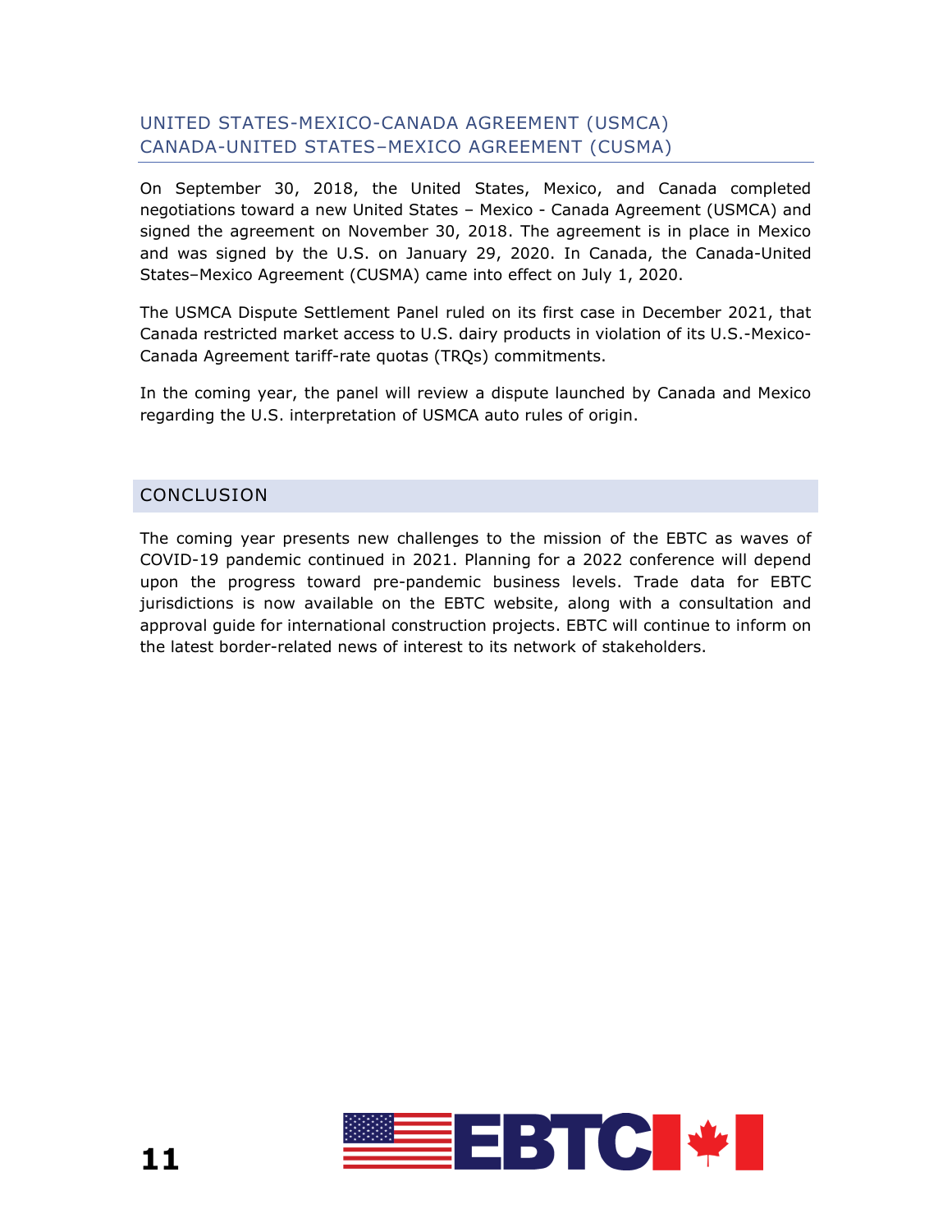## UNITED STATES-MEXICO-CANADA AGREEMENT (USMCA)
## CANADA-UNITED STATES–MEXICO AGREEMENT (CUSMA)

On September 30, 2018, the United States, Mexico, and Canada completed negotiations toward a new United States – Mexico - Canada Agreement (USMCA) and signed the agreement on November 30, 2018. The agreement is in place in Mexico and was signed by the U.S. on January 29, 2020. In Canada, the Canada-United States–Mexico Agreement (CUSMA) came into effect on July 1, 2020.

The USMCA Dispute Settlement Panel ruled on its first case in December 2021, that Canada restricted market access to U.S. dairy products in violation of its U.S.-Mexico-Canada Agreement tariff-rate quotas (TRQs) commitments.

In the coming year, the panel will review a dispute launched by Canada and Mexico regarding the U.S. interpretation of USMCA auto rules of origin.

## CONCLUSION

The coming year presents new challenges to the mission of the EBTC as waves of COVID-19 pandemic continued in 2021. Planning for a 2022 conference will depend upon the progress toward pre-pandemic business levels. Trade data for EBTC jurisdictions is now available on the EBTC website, along with a consultation and approval guide for international construction projects. EBTC will continue to inform on the latest border-related news of interest to its network of stakeholders.